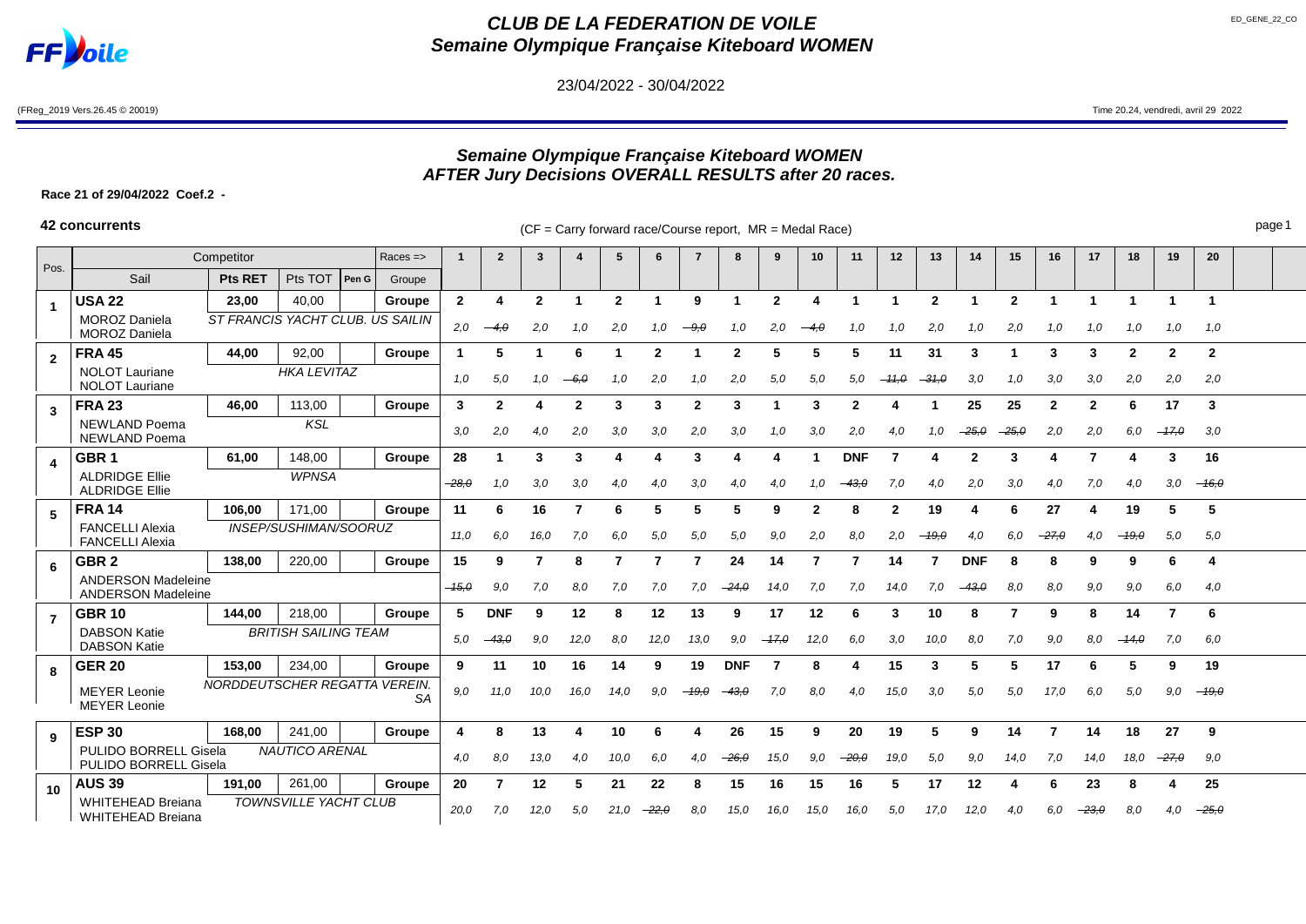# CLUB DE LA FEDERATION DE VOILE
## Semaine Olympique Française Kiteboard WOMEN

23/04/2022 - 30/04/2022

(FReg_2019 Vers.26.45 © 20019)

Time 20.24, vendredi, avril 29 2022

## Semaine Olympique Française Kiteboard WOMEN
## AFTER Jury Decisions OVERALL RESULTS after 20 races.

**Race 21 of 29/04/2022 Coef.2 -**

**42 concurrents**

(CF = Carry forward race/Course report, MR = Medal Race)

| Pos. | Sail | Competitor | Pts RET | Pts TOT | Pen G | Groupe | 1 | 2 | 3 | 4 | 5 | 6 | 7 | 8 | 9 | 10 | 11 | 12 | 13 | 14 | 15 | 16 | 17 | 18 | 19 | 20 |
|---|---|---|---|---|---|---|---|---|---|---|---|---|---|---|---|---|---|---|---|---|---|---|---|---|---|---|
| 1 | USA 22 | MOROZ Daniela / MOROZ Daniela — ST FRANCIS YACHT CLUB. US SAILIN | 23,00 | 40,00 | | Groupe | 2 | 4 | 2 | 1 | 2 | 1 | 9 | 1 | 2 | 4 | 1 | 1 | 2 | 1 | 2 | 1 | 1 | 1 | 1 | 1 |
| | | | | | | | 2,0 | ~~4,0~~ | 2,0 | 1,0 | 2,0 | 1,0 | ~~9,0~~ | 1,0 | 2,0 | ~~4,0~~ | 1,0 | 1,0 | 2,0 | 1,0 | 2,0 | 1,0 | 1,0 | 1,0 | 1,0 | 1,0 |
| 2 | FRA 45 | NOLOT Lauriane / NOLOT Lauriane — HKA LEVITAZ | 44,00 | 92,00 | | Groupe | 1 | 5 | 1 | 6 | 1 | 2 | 1 | 2 | 5 | 5 | 5 | 11 | 31 | 3 | 1 | 3 | 3 | 2 | 2 | 2 |
| | | | | | | | 1,0 | 5,0 | 1,0 | ~~6,0~~ | 1,0 | 2,0 | 1,0 | 2,0 | 5,0 | 5,0 | 5,0 | ~~11,0~~ | ~~31,0~~ | 3,0 | 1,0 | 3,0 | 3,0 | 2,0 | 2,0 | 2,0 |
| 3 | FRA 23 | NEWLAND Poema / NEWLAND Poema — KSL | 46,00 | 113,00 | | Groupe | 3 | 2 | 4 | 2 | 3 | 3 | 2 | 3 | 1 | 3 | 2 | 4 | 1 | 25 | 25 | 2 | 2 | 6 | 17 | 3 |
| | | | | | | | 3,0 | 2,0 | 4,0 | 2,0 | 3,0 | 3,0 | 2,0 | 3,0 | 1,0 | 3,0 | 2,0 | 4,0 | 1,0 | ~~25,0~~ | ~~25,0~~ | 2,0 | 2,0 | 6,0 | ~~17,0~~ | 3,0 |
| 4 | GBR 1 | ALDRIDGE Ellie / ALDRIDGE Ellie — WPNSA | 61,00 | 148,00 | | Groupe | 28 | 1 | 3 | 3 | 4 | 4 | 3 | 4 | 4 | 1 | DNF | 7 | 4 | 2 | 3 | 4 | 7 | 4 | 3 | 16 |
| | | | | | | | ~~28,0~~ | 1,0 | 3,0 | 3,0 | 4,0 | 4,0 | 3,0 | 4,0 | 4,0 | 1,0 | ~~43,0~~ | 7,0 | 4,0 | 2,0 | 3,0 | 4,0 | 7,0 | 4,0 | 3,0 | ~~16,0~~ |
| 5 | FRA 14 | FANCELLI Alexia / FANCELLI Alexia — INSEP/SUSHIMAN/SOORUZ | 106,00 | 171,00 | | Groupe | 11 | 6 | 16 | 7 | 6 | 5 | 5 | 5 | 9 | 2 | 8 | 2 | 19 | 4 | 6 | 27 | 4 | 19 | 5 | 5 |
| | | | | | | | 11,0 | 6,0 | 16,0 | 7,0 | 6,0 | 5,0 | 5,0 | 5,0 | 9,0 | 2,0 | 8,0 | 2,0 | ~~19,0~~ | 4,0 | 6,0 | ~~27,0~~ | 4,0 | ~~19,0~~ | 5,0 | 5,0 |
| 6 | GBR 2 | ANDERSON Madeleine / ANDERSON Madeleine | 138,00 | 220,00 | | Groupe | 15 | 9 | 7 | 8 | 7 | 7 | 7 | 24 | 14 | 7 | 7 | 14 | 7 | DNF | 8 | 8 | 9 | 9 | 6 | 4 |
| | | | | | | | ~~15,0~~ | 9,0 | 7,0 | 8,0 | 7,0 | 7,0 | 7,0 | ~~24,0~~ | 14,0 | 7,0 | 7,0 | 14,0 | 7,0 | ~~43,0~~ | 8,0 | 8,0 | 9,0 | 9,0 | 6,0 | 4,0 |
| 7 | GBR 10 | DABSON Katie / DABSON Katie — BRITISH SAILING TEAM | 144,00 | 218,00 | | Groupe | 5 | DNF | 9 | 12 | 8 | 12 | 13 | 9 | 17 | 12 | 6 | 3 | 10 | 8 | 7 | 9 | 8 | 14 | 7 | 6 |
| | | | | | | | 5,0 | ~~43,0~~ | 9,0 | 12,0 | 8,0 | 12,0 | 13,0 | 9,0 | ~~17,0~~ | 12,0 | 6,0 | 3,0 | 10,0 | 8,0 | 7,0 | 9,0 | 8,0 | ~~14,0~~ | 7,0 | 6,0 |
| 8 | GER 20 | MEYER Leonie / MEYER Leonie — NORDDEUTSCHER REGATTA VEREIN. SA | 153,00 | 234,00 | | Groupe | 9 | 11 | 10 | 16 | 14 | 9 | 19 | DNF | 7 | 8 | 4 | 15 | 3 | 5 | 5 | 17 | 6 | 5 | 9 | 19 |
| | | | | | | | 9,0 | 11,0 | 10,0 | 16,0 | 14,0 | 9,0 | ~~19,0~~ | ~~43,0~~ | 7,0 | 8,0 | 4,0 | 15,0 | 3,0 | 5,0 | 5,0 | 17,0 | 6,0 | 5,0 | 9,0 | ~~19,0~~ |
| 9 | ESP 30 | PULIDO BORRELL Gisela / PULIDO BORRELL Gisela — NAUTICO ARENAL | 168,00 | 241,00 | | Groupe | 4 | 8 | 13 | 4 | 10 | 6 | 4 | 26 | 15 | 9 | 20 | 19 | 5 | 9 | 14 | 7 | 14 | 18 | 27 | 9 |
| | | | | | | | 4,0 | 8,0 | 13,0 | 4,0 | 10,0 | 6,0 | 4,0 | ~~26,0~~ | 15,0 | 9,0 | ~~20,0~~ | 19,0 | 5,0 | 9,0 | 14,0 | 7,0 | 14,0 | 18,0 | ~~27,0~~ | 9,0 |
| 10 | AUS 39 | WHITEHEAD Breiana / WHITEHEAD Breiana — TOWNSVILLE YACHT CLUB | 191,00 | 261,00 | | Groupe | 20 | 7 | 12 | 5 | 21 | 22 | 8 | 15 | 16 | 15 | 16 | 5 | 17 | 12 | 4 | 6 | 23 | 8 | 4 | 25 |
| | | | | | | | 20,0 | 7,0 | 12,0 | 5,0 | 21,0 | ~~22,0~~ | 8,0 | 15,0 | 16,0 | 15,0 | 16,0 | 5,0 | 17,0 | 12,0 | 4,0 | 6,0 | ~~23,0~~ | 8,0 | 4,0 | ~~25,0~~ |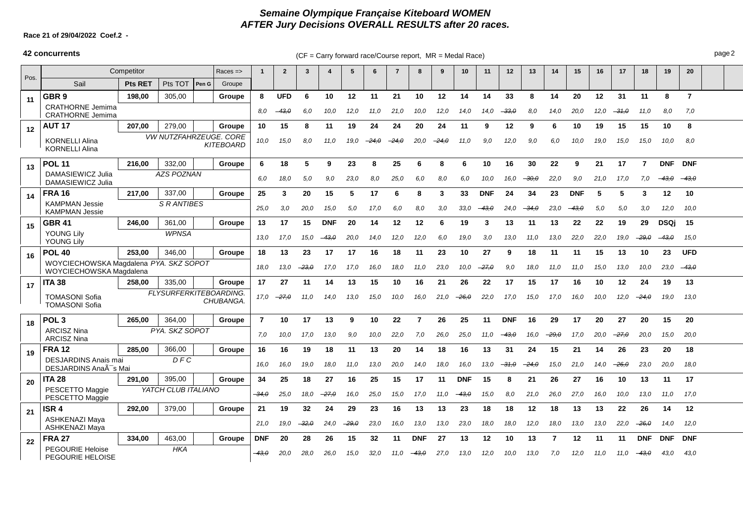# Semaine Olympique Française Kiteboard WOMEN
## AFTER Jury Decisions OVERALL RESULTS after 20 races.

**Race 21 of 29/04/2022 Coef.2 -**

**42 concurrents**

(CF = Carry forward race/Course report, MR = Medal Race)

| Pos. | Sail / Competitor | Pts RET | Pts TOT | Pen G | Groupe | 1 | 2 | 3 | 4 | 5 | 6 | 7 | 8 | 9 | 10 | 11 | 12 | 13 | 14 | 15 | 16 | 17 | 18 | 19 | 20 |
|---|---|---|---|---|---|---|---|---|---|---|---|---|---|---|---|---|---|---|---|---|---|---|---|---|---|
| 11 | **GBR 9** | 198,00 | 305,00 | | Groupe | 8 | UFD | 6 | 10 | 12 | 11 | 21 | 10 | 12 | 14 | 14 | 33 | 8 | 14 | 20 | 12 | 31 | 11 | 8 | 7 |
| | CRATHORNE Jemima / CRATHORNE Jemima | | | | | 8,0 | ~~43,0~~ | 6,0 | 10,0 | 12,0 | 11,0 | 21,0 | 10,0 | 12,0 | 14,0 | 14,0 | ~~33,0~~ | 8,0 | 14,0 | 20,0 | 12,0 | ~~31,0~~ | 11,0 | 8,0 | 7,0 |
| 12 | **AUT 17** | 207,00 | 279,00 | | Groupe | 10 | 15 | 8 | 11 | 19 | 24 | 24 | 20 | 24 | 11 | 9 | 12 | 9 | 6 | 10 | 19 | 15 | 15 | 10 | 8 |
| | KORNELLI Alina / KORNELLI Alina | *VW NUTZFAHRZEUGE. CORE KITEBOARD* | | | | 10,0 | 15,0 | 8,0 | 11,0 | 19,0 | ~~24,0~~ | ~~24,0~~ | 20,0 | ~~24,0~~ | 11,0 | 9,0 | 12,0 | 9,0 | 6,0 | 10,0 | 19,0 | 15,0 | 15,0 | 10,0 | 8,0 |
| 13 | **POL 11** | 216,00 | 332,00 | | Groupe | 6 | 18 | 5 | 9 | 23 | 8 | 25 | 6 | 8 | 6 | 10 | 16 | 30 | 22 | 9 | 21 | 17 | 7 | DNF | DNF |
| | DAMASIEWICZ Julia / DAMASIEWICZ Julia | *AZS POZNAN* | | | | 6,0 | 18,0 | 5,0 | 9,0 | 23,0 | 8,0 | 25,0 | 6,0 | 8,0 | 6,0 | 10,0 | 16,0 | ~~30,0~~ | 22,0 | 9,0 | 21,0 | 17,0 | 7,0 | ~~43,0~~ | ~~43,0~~ |
| 14 | **FRA 16** | 217,00 | 337,00 | | Groupe | 25 | 3 | 20 | 15 | 5 | 17 | 6 | 8 | 3 | 33 | DNF | 24 | 34 | 23 | DNF | 5 | 5 | 3 | 12 | 10 |
| | KAMPMAN Jessie / KAMPMAN Jessie | *S R ANTIBES* | | | | 25,0 | 3,0 | 20,0 | 15,0 | 5,0 | 17,0 | 6,0 | 8,0 | 3,0 | 33,0 | ~~43,0~~ | 24,0 | ~~34,0~~ | 23,0 | ~~43,0~~ | 5,0 | 5,0 | 3,0 | 12,0 | 10,0 |
| 15 | **GBR 41** | 246,00 | 361,00 | | Groupe | 13 | 17 | 15 | DNF | 20 | 14 | 12 | 12 | 6 | 19 | 3 | 13 | 11 | 13 | 22 | 22 | 19 | 29 | DSQj | 15 |
| | YOUNG Lily / YOUNG Lily | *WPNSA* | | | | 13,0 | 17,0 | 15,0 | ~~43,0~~ | 20,0 | 14,0 | 12,0 | 12,0 | 6,0 | 19,0 | 3,0 | 13,0 | 11,0 | 13,0 | 22,0 | 22,0 | 19,0 | ~~29,0~~ | ~~43,0~~ | 15,0 |
| 16 | **POL 40** | 253,00 | 346,00 | | Groupe | 18 | 13 | 23 | 17 | 17 | 16 | 18 | 11 | 23 | 10 | 27 | 9 | 18 | 11 | 11 | 15 | 13 | 10 | 23 | UFD |
| | WOYCIECHOWSKA Magdalena / WOYCIECHOWSKA Magdalena | *PYA. SKZ SOPOT* | | | | 18,0 | 13,0 | ~~23,0~~ | 17,0 | 17,0 | 16,0 | 18,0 | 11,0 | 23,0 | 10,0 | ~~27,0~~ | 9,0 | 18,0 | 11,0 | 11,0 | 15,0 | 13,0 | 10,0 | 23,0 | ~~43,0~~ |
| 17 | **ITA 38** | 258,00 | 335,00 | | Groupe | 17 | 27 | 11 | 14 | 13 | 15 | 10 | 16 | 21 | 26 | 22 | 17 | 15 | 17 | 16 | 10 | 12 | 24 | 19 | 13 |
| | TOMASONI Sofia / TOMASONI Sofia | *FLYSURFERKITEBOARDING. CHUBANGA.* | | | | 17,0 | ~~27,0~~ | 11,0 | 14,0 | 13,0 | 15,0 | 10,0 | 16,0 | 21,0 | ~~26,0~~ | 22,0 | 17,0 | 15,0 | 17,0 | 16,0 | 10,0 | 12,0 | ~~24,0~~ | 19,0 | 13,0 |
| 18 | **POL 3** | 265,00 | 364,00 | | Groupe | 7 | 10 | 17 | 13 | 9 | 10 | 22 | 7 | 26 | 25 | 11 | DNF | 16 | 29 | 17 | 20 | 27 | 20 | 15 | 20 |
| | ARCISZ Nina / ARCISZ Nina | *PYA. SKZ SOPOT* | | | | 7,0 | 10,0 | 17,0 | 13,0 | 9,0 | 10,0 | 22,0 | 7,0 | 26,0 | 25,0 | 11,0 | ~~43,0~~ | 16,0 | ~~29,0~~ | 17,0 | 20,0 | ~~27,0~~ | 20,0 | 15,0 | 20,0 |
| 19 | **FRA 12** | 285,00 | 366,00 | | Groupe | 16 | 16 | 19 | 18 | 11 | 13 | 20 | 14 | 18 | 16 | 13 | 31 | 24 | 15 | 21 | 14 | 26 | 23 | 20 | 18 |
| | DESJARDINS Anais mai / DESJARDINS AnaÃ¯s Mai | *D F C* | | | | 16,0 | 16,0 | 19,0 | 18,0 | 11,0 | 13,0 | 20,0 | 14,0 | 18,0 | 16,0 | 13,0 | ~~31,0~~ | ~~24,0~~ | 15,0 | 21,0 | 14,0 | ~~26,0~~ | 23,0 | 20,0 | 18,0 |
| 20 | **ITA 28** | 291,00 | 395,00 | | Groupe | 34 | 25 | 18 | 27 | 16 | 25 | 15 | 17 | 11 | DNF | 15 | 8 | 21 | 26 | 27 | 16 | 10 | 13 | 11 | 17 |
| | PESCETTO Maggie / PESCETTO Maggie | *YATCH CLUB ITALIANO* | | | | ~~34,0~~ | 25,0 | 18,0 | ~~27,0~~ | 16,0 | 25,0 | 15,0 | 17,0 | 11,0 | ~~43,0~~ | 15,0 | 8,0 | 21,0 | 26,0 | 27,0 | 16,0 | 10,0 | 13,0 | 11,0 | 17,0 |
| 21 | **ISR 4** | 292,00 | 379,00 | | Groupe | 21 | 19 | 32 | 24 | 29 | 23 | 16 | 13 | 13 | 23 | 18 | 18 | 12 | 18 | 13 | 13 | 22 | 26 | 14 | 12 |
| | ASHKENAZI Maya / ASHKENAZI Maya | | | | | 21,0 | 19,0 | ~~32,0~~ | 24,0 | ~~29,0~~ | 23,0 | 16,0 | 13,0 | 13,0 | 23,0 | 18,0 | 18,0 | 12,0 | 18,0 | 13,0 | 13,0 | 22,0 | ~~26,0~~ | 14,0 | 12,0 |
| 22 | **FRA 27** | 334,00 | 463,00 | | Groupe | DNF | 20 | 28 | 26 | 15 | 32 | 11 | DNF | 27 | 13 | 12 | 10 | 13 | 7 | 12 | 11 | 11 | DNF | DNF | DNF |
| | PEGOURIE Heloise / PEGOURIE HELOISE | *HKA* | | | | ~~43,0~~ | 20,0 | 28,0 | 26,0 | 15,0 | 32,0 | 11,0 | ~~43,0~~ | 27,0 | 13,0 | 12,0 | 10,0 | 13,0 | 7,0 | 12,0 | 11,0 | 11,0 | ~~43,0~~ | 43,0 | 43,0 |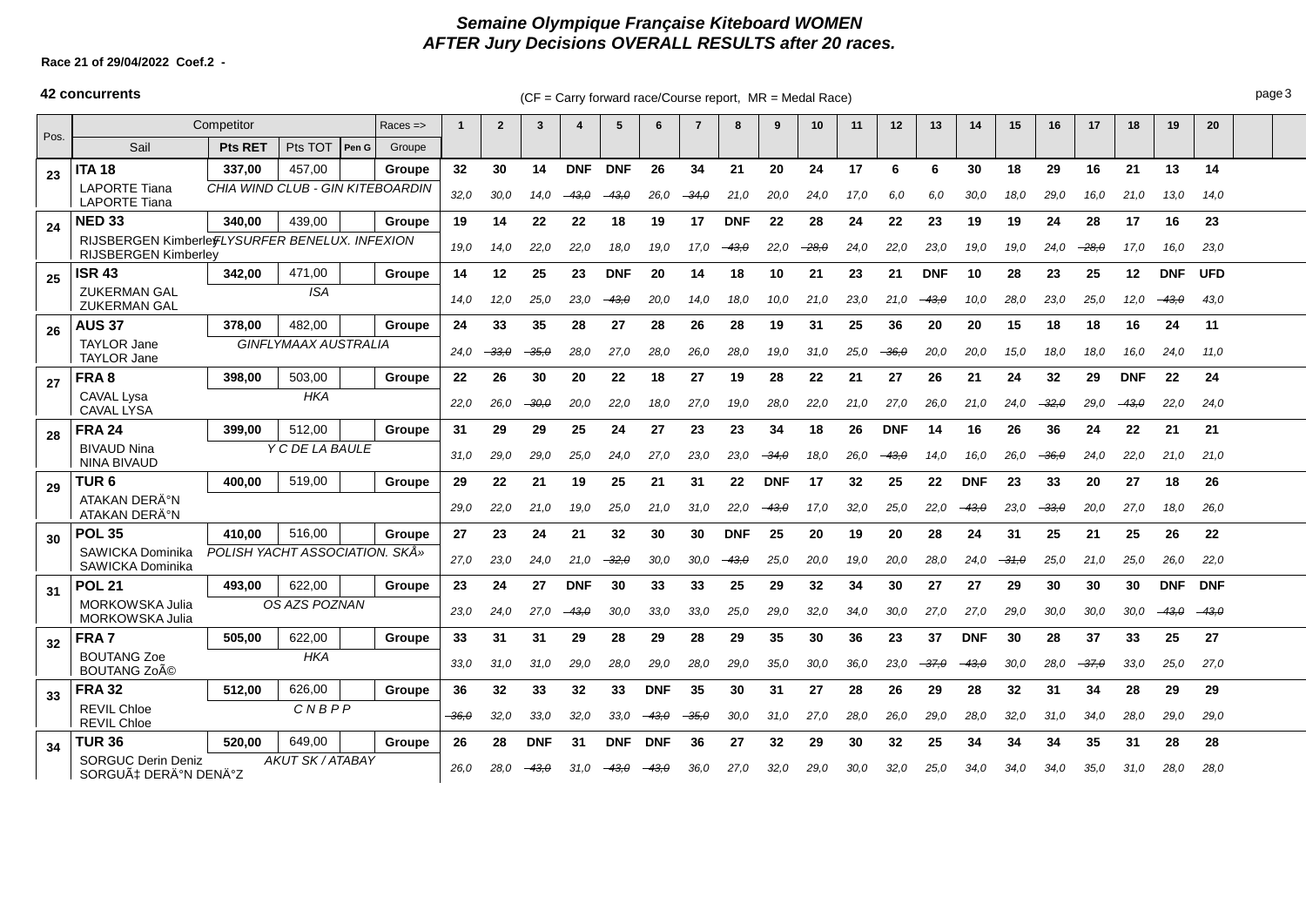# Semaine Olympique Française Kiteboard WOMEN
## AFTER Jury Decisions OVERALL RESULTS after 20 races.

**Race 21 of 29/04/2022 Coef.2 -**

**42 concurrents**

(CF = Carry forward race/Course report, MR = Medal Race)

| Pos. | Competitor | | | | Races => | 1 | 2 | 3 | 4 | 5 | 6 | 7 | 8 | 9 | 10 | 11 | 12 | 13 | 14 | 15 | 16 | 17 | 18 | 19 | 20 |
|---|---|---|---|---|---|---|---|---|---|---|---|---|---|---|---|---|---|---|---|---|---|---|---|---|---|
| | Sail | Pts RET | Pts TOT | Pen G | Groupe | | | | | | | | | | | | | | | | | | | | |
| 23 | **ITA 18** | **337,00** | 457,00 | | **Groupe** | **32** | **30** | **14** | **DNF** | **DNF** | **26** | **34** | **21** | **20** | **24** | **17** | **6** | **6** | **30** | **18** | **29** | **16** | **21** | **13** | **14** |
| | LAPORTE Tiana<br>LAPORTE Tiana | *CHIA WIND CLUB - GIN KITEBOARDIN* | | | | *32,0* | *30,0* | *14,0* | ~~*43,0*~~ | ~~*43,0*~~ | *26,0* | ~~*34,0*~~ | *21,0* | *20,0* | *24,0* | *17,0* | *6,0* | *6,0* | *30,0* | *18,0* | *29,0* | *16,0* | *21,0* | *13,0* | *14,0* |
| 24 | **NED 33** | **340,00** | 439,00 | | **Groupe** | **19** | **14** | **22** | **22** | **18** | **19** | **17** | **DNF** | **22** | **28** | **24** | **22** | **23** | **19** | **19** | **24** | **28** | **17** | **16** | **23** |
| | RIJSBERGEN Kimberley<br>RIJSBERGEN Kimberley | *FLYSURFER BENELUX. INFEXION* | | | | *19,0* | *14,0* | *22,0* | *22,0* | *18,0* | *19,0* | *17,0* | ~~*43,0*~~ | *22,0* | ~~*28,0*~~ | *24,0* | *22,0* | *23,0* | *19,0* | *19,0* | *24,0* | ~~*28,0*~~ | *17,0* | *16,0* | *23,0* |
| 25 | **ISR 43** | **342,00** | 471,00 | | **Groupe** | **14** | **12** | **25** | **23** | **DNF** | **20** | **14** | **18** | **10** | **21** | **23** | **21** | **DNF** | **10** | **28** | **23** | **25** | **12** | **DNF** | **UFD** |
| | ZUKERMAN GAL<br>ZUKERMAN GAL | *ISA* | | | | *14,0* | *12,0* | *25,0* | *23,0* | ~~*43,0*~~ | *20,0* | *14,0* | *18,0* | *10,0* | *21,0* | *23,0* | *21,0* | ~~*43,0*~~ | *10,0* | *28,0* | *23,0* | *25,0* | *12,0* | ~~*43,0*~~ | *43,0* |
| 26 | **AUS 37** | **378,00** | 482,00 | | **Groupe** | **24** | **33** | **35** | **28** | **27** | **28** | **26** | **28** | **19** | **31** | **25** | **36** | **20** | **20** | **15** | **18** | **18** | **16** | **24** | **11** |
| | TAYLOR Jane<br>TAYLOR Jane | *GINFLYMAAX AUSTRALIA* | | | | *24,0* | ~~*33,0*~~ | ~~*35,0*~~ | *28,0* | *27,0* | *28,0* | *26,0* | *28,0* | *19,0* | *31,0* | *25,0* | ~~*36,0*~~ | *20,0* | *20,0* | *15,0* | *18,0* | *18,0* | *16,0* | *24,0* | *11,0* |
| 27 | **FRA 8** | **398,00** | 503,00 | | **Groupe** | **22** | **26** | **30** | **20** | **22** | **18** | **27** | **19** | **28** | **22** | **21** | **27** | **26** | **21** | **24** | **32** | **29** | **DNF** | **22** | **24** |
| | CAVAL Lysa<br>CAVAL LYSA | *HKA* | | | | *22,0* | *26,0* | ~~*30,0*~~ | *20,0* | *22,0* | *18,0* | *27,0* | *19,0* | *28,0* | *22,0* | *21,0* | *27,0* | *26,0* | *21,0* | *24,0* | ~~*32,0*~~ | *29,0* | ~~*43,0*~~ | *22,0* | *24,0* |
| 28 | **FRA 24** | **399,00** | 512,00 | | **Groupe** | **31** | **29** | **29** | **25** | **24** | **27** | **23** | **23** | **34** | **18** | **26** | **DNF** | **14** | **16** | **26** | **36** | **24** | **22** | **21** | **21** |
| | BIVAUD Nina<br>NINA BIVAUD | *Y C DE LA BAULE* | | | | *31,0* | *29,0* | *29,0* | *25,0* | *24,0* | *27,0* | *23,0* | *23,0* | ~~*34,0*~~ | *18,0* | *26,0* | ~~*43,0*~~ | *14,0* | *16,0* | *26,0* | ~~*36,0*~~ | *24,0* | *22,0* | *21,0* | *21,0* |
| 29 | **TUR 6** | **400,00** | 519,00 | | **Groupe** | **29** | **22** | **21** | **19** | **25** | **21** | **31** | **22** | **DNF** | **17** | **32** | **25** | **22** | **DNF** | **23** | **33** | **20** | **27** | **18** | **26** |
| | ATAKAN DERÄ°N<br>ATAKAN DERÄ°N | | | | | *29,0* | *22,0* | *21,0* | *19,0* | *25,0* | *21,0* | *31,0* | *22,0* | ~~*43,0*~~ | *17,0* | *32,0* | *25,0* | *22,0* | ~~*43,0*~~ | *23,0* | ~~*33,0*~~ | *20,0* | *27,0* | *18,0* | *26,0* |
| 30 | **POL 35** | **410,00** | 516,00 | | **Groupe** | **27** | **23** | **24** | **21** | **32** | **30** | **30** | **DNF** | **25** | **20** | **19** | **20** | **28** | **24** | **31** | **25** | **21** | **25** | **26** | **22** |
| | SAWICKA Dominika<br>SAWICKA Dominika | *POLISH YACHT ASSOCIATION. SKÅ»* | | | | *27,0* | *23,0* | *24,0* | *21,0* | ~~*32,0*~~ | *30,0* | *30,0* | ~~*43,0*~~ | *25,0* | *20,0* | *19,0* | *20,0* | *28,0* | *24,0* | ~~*31,0*~~ | *25,0* | *21,0* | *25,0* | *26,0* | *22,0* |
| 31 | **POL 21** | **493,00** | 622,00 | | **Groupe** | **23** | **24** | **27** | **DNF** | **30** | **33** | **33** | **25** | **29** | **32** | **34** | **30** | **27** | **27** | **29** | **30** | **30** | **30** | **DNF** | **DNF** |
| | MORKOWSKA Julia<br>MORKOWSKA Julia | *OS AZS POZNAN* | | | | *23,0* | *24,0* | *27,0* | ~~*43,0*~~ | *30,0* | *33,0* | *33,0* | *25,0* | *29,0* | *32,0* | *34,0* | *30,0* | *27,0* | *27,0* | *29,0* | *30,0* | *30,0* | *30,0* | ~~*43,0*~~ | ~~*43,0*~~ |
| 32 | **FRA 7** | **505,00** | 622,00 | | **Groupe** | **33** | **31** | **31** | **29** | **28** | **29** | **28** | **29** | **35** | **30** | **36** | **23** | **37** | **DNF** | **30** | **28** | **37** | **33** | **25** | **27** |
| | BOUTANG Zoe<br>BOUTANG ZoÃ© | *HKA* | | | | *33,0* | *31,0* | *31,0* | *29,0* | *28,0* | *29,0* | *28,0* | *29,0* | *35,0* | *30,0* | *36,0* | *23,0* | ~~*37,0*~~ | ~~*43,0*~~ | *30,0* | *28,0* | ~~*37,0*~~ | *33,0* | *25,0* | *27,0* |
| 33 | **FRA 32** | **512,00** | 626,00 | | **Groupe** | **36** | **32** | **33** | **32** | **33** | **DNF** | **35** | **30** | **31** | **27** | **28** | **26** | **29** | **28** | **32** | **31** | **34** | **28** | **29** | **29** |
| | REVIL Chloe<br>REVIL Chloe | *C N B P P* | | | | ~~*36,0*~~ | *32,0* | *33,0* | *32,0* | *33,0* | ~~*43,0*~~ | ~~*35,0*~~ | *30,0* | *31,0* | *27,0* | *28,0* | *26,0* | *29,0* | *28,0* | *32,0* | *31,0* | *34,0* | *28,0* | *29,0* | *29,0* |
| 34 | **TUR 36** | **520,00** | 649,00 | | **Groupe** | **26** | **28** | **DNF** | **31** | **DNF** | **DNF** | **36** | **27** | **32** | **29** | **30** | **32** | **25** | **34** | **34** | **34** | **35** | **31** | **28** | **28** |
| | SORGUC Derin Deniz<br>SORGUÃ‡ DERÄ°N DENÄ°Z | *AKUT SK / ATABAY* | | | | *26,0* | *28,0* | ~~*43,0*~~ | *31,0* | ~~*43,0*~~ | ~~*43,0*~~ | *36,0* | *27,0* | *32,0* | *29,0* | *30,0* | *32,0* | *25,0* | *34,0* | *34,0* | *34,0* | *35,0* | *31,0* | *28,0* | *28,0* |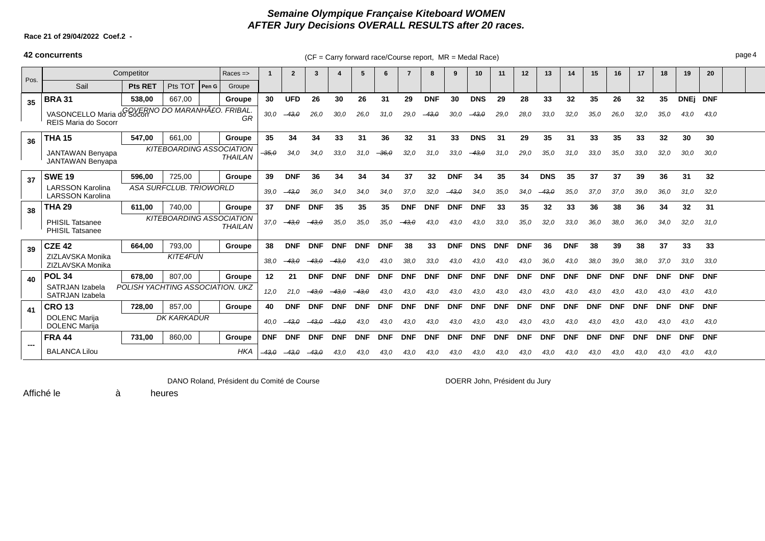# Semaine Olympique Française Kiteboard WOMEN
# AFTER Jury Decisions OVERALL RESULTS after 20 races.

**Race 21 of 29/04/2022 Coef.2 -**

**42 concurrents**

(CF = Carry forward race/Course report, MR = Medal Race)

| Pos. | Competitor | | | | Races => | 1 | 2 | 3 | 4 | 5 | 6 | 7 | 8 | 9 | 10 | 11 | 12 | 13 | 14 | 15 | 16 | 17 | 18 | 19 | 20 |
|---|---|---|---|---|---|---|---|---|---|---|---|---|---|---|---|---|---|---|---|---|---|---|---|---|---|
| | Sail | Pts RET | Pts TOT | Pen G | Groupe | | | | | | | | | | | | | | | | | | | | |
| 35 | **BRA 31** | 538,00 | 667,00 | | Groupe | 30 | UFD | 26 | 30 | 26 | 31 | 29 | DNF | 30 | DNS | 29 | 28 | 33 | 32 | 35 | 26 | 32 | 35 | DNEj | DNF |
| | VASONCELLO Maria do Socorr / REIS Maria do Socorr | GOVERNO DO MARANHÃ£O. FRIBAL. GR | | | | 30,0 | ~~43,0~~ | 26,0 | 30,0 | 26,0 | 31,0 | 29,0 | ~~43,0~~ | 30,0 | ~~43,0~~ | 29,0 | 28,0 | 33,0 | 32,0 | 35,0 | 26,0 | 32,0 | 35,0 | 43,0 | 43,0 |
| 36 | **THA 15** | 547,00 | 661,00 | | Groupe | 35 | 34 | 34 | 33 | 31 | 36 | 32 | 31 | 33 | DNS | 31 | 29 | 35 | 31 | 33 | 35 | 33 | 32 | 30 | 30 |
| | JANTAWAN Benyapa / JANTAWAN Benyapa | KITEBOARDING ASSOCIATION THAILAN | | | | ~~35,0~~ | 34,0 | 34,0 | 33,0 | 31,0 | ~~36,0~~ | 32,0 | 31,0 | 33,0 | ~~43,0~~ | 31,0 | 29,0 | 35,0 | 31,0 | 33,0 | 35,0 | 33,0 | 32,0 | 30,0 | 30,0 |
| 37 | **SWE 19** | 596,00 | 725,00 | | Groupe | 39 | DNF | 36 | 34 | 34 | 34 | 37 | 32 | DNF | 34 | 35 | 34 | DNS | 35 | 37 | 37 | 39 | 36 | 31 | 32 |
| | LARSSON Karolina / LARSSON Karolina | ASA SURFCLUB. TRIOWORLD | | | | 39,0 | ~~43,0~~ | 36,0 | 34,0 | 34,0 | 34,0 | 37,0 | 32,0 | ~~43,0~~ | 34,0 | 35,0 | 34,0 | ~~43,0~~ | 35,0 | 37,0 | 37,0 | 39,0 | 36,0 | 31,0 | 32,0 |
| 38 | **THA 29** | 611,00 | 740,00 | | Groupe | 37 | DNF | DNF | 35 | 35 | 35 | DNF | DNF | DNF | DNF | 33 | 35 | 32 | 33 | 36 | 38 | 36 | 34 | 32 | 31 |
| | PHISIL Tatsanee / PHISIL Tatsanee | KITEBOARDING ASSOCIATION THAILAN | | | | 37,0 | ~~43,0~~ | ~~43,0~~ | 35,0 | 35,0 | 35,0 | ~~43,0~~ | 43,0 | 43,0 | 43,0 | 33,0 | 35,0 | 32,0 | 33,0 | 36,0 | 38,0 | 36,0 | 34,0 | 32,0 | 31,0 |
| 39 | **CZE 42** | 664,00 | 793,00 | | Groupe | 38 | DNF | DNF | DNF | DNF | DNF | 38 | 33 | DNF | DNS | DNF | DNF | 36 | DNF | 38 | 39 | 38 | 37 | 33 | 33 |
| | ZIZLAVSKA Monika / ZIZLAVSKA Monika | KITE4FUN | | | | 38,0 | ~~43,0~~ | ~~43,0~~ | ~~43,0~~ | 43,0 | 43,0 | 38,0 | 33,0 | 43,0 | 43,0 | 43,0 | 43,0 | 36,0 | 43,0 | 38,0 | 39,0 | 38,0 | 37,0 | 33,0 | 33,0 |
| 40 | **POL 34** | 678,00 | 807,00 | | Groupe | 12 | 21 | DNF | DNF | DNF | DNF | DNF | DNF | DNF | DNF | DNF | DNF | DNF | DNF | DNF | DNF | DNF | DNF | DNF | DNF |
| | SATRJAN Izabela / SATRJAN Izabela | POLISH YACHTING ASSOCIATION. UKZ | | | | 12,0 | 21,0 | ~~43,0~~ | ~~43,0~~ | ~~43,0~~ | 43,0 | 43,0 | 43,0 | 43,0 | 43,0 | 43,0 | 43,0 | 43,0 | 43,0 | 43,0 | 43,0 | 43,0 | 43,0 | 43,0 | 43,0 |
| 41 | **CRO 13** | 728,00 | 857,00 | | Groupe | 40 | DNF | DNF | DNF | DNF | DNF | DNF | DNF | DNF | DNF | DNF | DNF | DNF | DNF | DNF | DNF | DNF | DNF | DNF | DNF |
| | DOLENC Marija / DOLENC Marija | DK KARKADUR | | | | 40,0 | ~~43,0~~ | ~~43,0~~ | ~~43,0~~ | 43,0 | 43,0 | 43,0 | 43,0 | 43,0 | 43,0 | 43,0 | 43,0 | 43,0 | 43,0 | 43,0 | 43,0 | 43,0 | 43,0 | 43,0 | 43,0 |
| --- | **FRA 44** | 731,00 | 860,00 | | Groupe | DNF | DNF | DNF | DNF | DNF | DNF | DNF | DNF | DNF | DNF | DNF | DNF | DNF | DNF | DNF | DNF | DNF | DNF | DNF | DNF |
| | BALANCA Lilou | HKA | | | | ~~43,0~~ | ~~43,0~~ | ~~43,0~~ | 43,0 | 43,0 | 43,0 | 43,0 | 43,0 | 43,0 | 43,0 | 43,0 | 43,0 | 43,0 | 43,0 | 43,0 | 43,0 | 43,0 | 43,0 | 43,0 | 43,0 |

DANO Roland, Président du Comité de Course

DOERR John, Président du Jury

Affiché le à heures